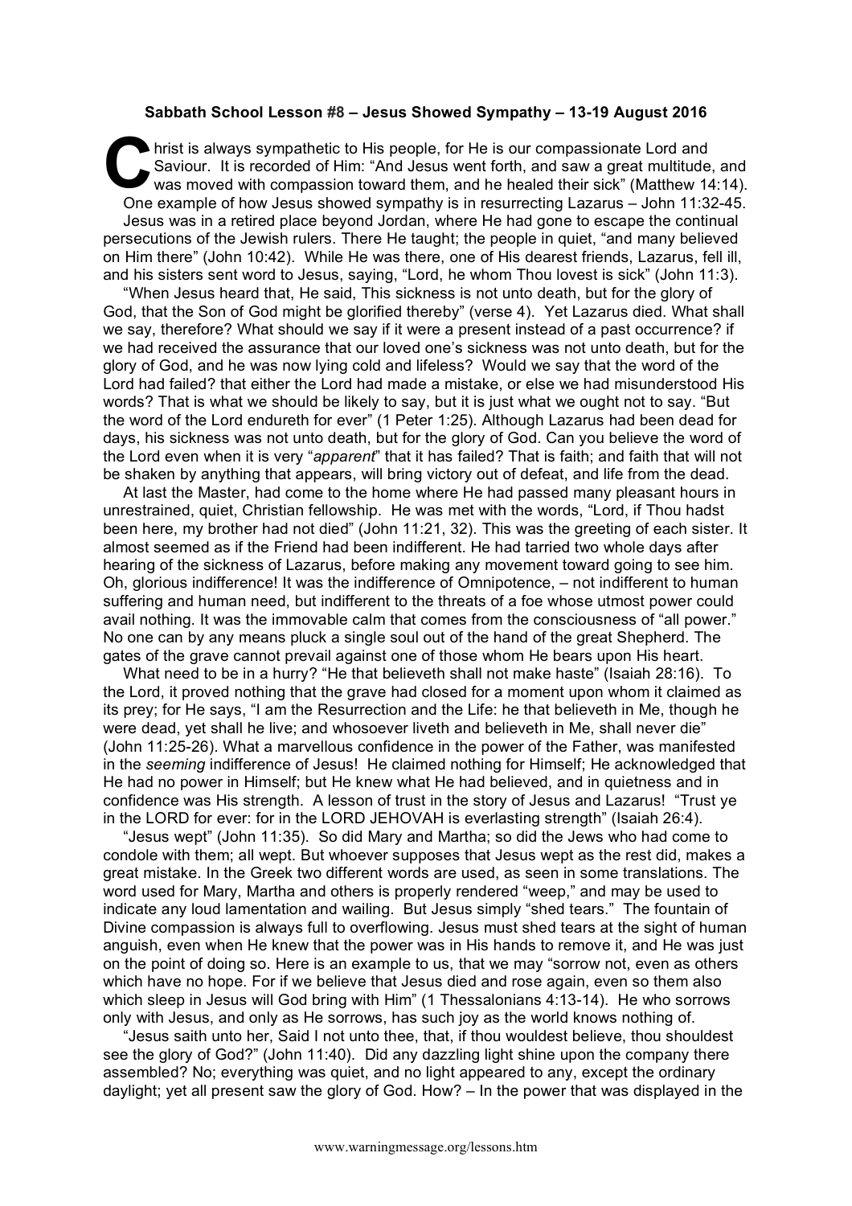**Sabbath School Lesson #8 – Jesus Showed Sympathy – 13-19 August 2016**

Christ is always sympathetic to His people, for He is our compassionate Lord and Saviour. It is recorded of Him: "And Jesus went forth, and saw a great multitude, and was moved with compassion toward them, and he healed their sick" (Matthew 14:14). One example of how Jesus showed sympathy is in resurrecting Lazarus – John 11:32-45.

Jesus was in a retired place beyond Jordan, where He had gone to escape the continual persecutions of the Jewish rulers. There He taught; the people in quiet, "and many believed on Him there" (John 10:42). While He was there, one of His dearest friends, Lazarus, fell ill, and his sisters sent word to Jesus, saying, "Lord, he whom Thou lovest is sick" (John 11:3).

"When Jesus heard that, He said, This sickness is not unto death, but for the glory of God, that the Son of God might be glorified thereby" (verse 4). Yet Lazarus died. What shall we say, therefore? What should we say if it were a present instead of a past occurrence? if we had received the assurance that our loved one's sickness was not unto death, but for the glory of God, and he was now lying cold and lifeless? Would we say that the word of the Lord had failed? that either the Lord had made a mistake, or else we had misunderstood His words? That is what we should be likely to say, but it is just what we ought not to say. "But the word of the Lord endureth for ever" (1 Peter 1:25). Although Lazarus had been dead for days, his sickness was not unto death, but for the glory of God. Can you believe the word of the Lord even when it is very "*apparent*" that it has failed? That is faith; and faith that will not be shaken by anything that appears, will bring victory out of defeat, and life from the dead.

At last the Master, had come to the home where He had passed many pleasant hours in unrestrained, quiet, Christian fellowship. He was met with the words, "Lord, if Thou hadst been here, my brother had not died" (John 11:21, 32). This was the greeting of each sister. It almost seemed as if the Friend had been indifferent. He had tarried two whole days after hearing of the sickness of Lazarus, before making any movement toward going to see him. Oh, glorious indifference! It was the indifference of Omnipotence, – not indifferent to human suffering and human need, but indifferent to the threats of a foe whose utmost power could avail nothing. It was the immovable calm that comes from the consciousness of "all power." No one can by any means pluck a single soul out of the hand of the great Shepherd. The gates of the grave cannot prevail against one of those whom He bears upon His heart.

What need to be in a hurry? "He that believeth shall not make haste" (Isaiah 28:16). To the Lord, it proved nothing that the grave had closed for a moment upon whom it claimed as its prey; for He says, "I am the Resurrection and the Life: he that believeth in Me, though he were dead, yet shall he live; and whosoever liveth and believeth in Me, shall never die" (John 11:25-26). What a marvellous confidence in the power of the Father, was manifested in the *seeming* indifference of Jesus! He claimed nothing for Himself; He acknowledged that He had no power in Himself; but He knew what He had believed, and in quietness and in confidence was His strength. A lesson of trust in the story of Jesus and Lazarus! "Trust ye in the LORD for ever: for in the LORD JEHOVAH is everlasting strength" (Isaiah 26:4).

"Jesus wept" (John 11:35). So did Mary and Martha; so did the Jews who had come to condole with them; all wept. But whoever supposes that Jesus wept as the rest did, makes a great mistake. In the Greek two different words are used, as seen in some translations. The word used for Mary, Martha and others is properly rendered "weep," and may be used to indicate any loud lamentation and wailing. But Jesus simply "shed tears." The fountain of Divine compassion is always full to overflowing. Jesus must shed tears at the sight of human anguish, even when He knew that the power was in His hands to remove it, and He was just on the point of doing so. Here is an example to us, that we may "sorrow not, even as others which have no hope. For if we believe that Jesus died and rose again, even so them also which sleep in Jesus will God bring with Him" (1 Thessalonians 4:13-14). He who sorrows only with Jesus, and only as He sorrows, has such joy as the world knows nothing of.

"Jesus saith unto her, Said I not unto thee, that, if thou wouldest believe, thou shouldest see the glory of God?" (John 11:40). Did any dazzling light shine upon the company there assembled? No; everything was quiet, and no light appeared to any, except the ordinary daylight; yet all present saw the glory of God. How? – In the power that was displayed in the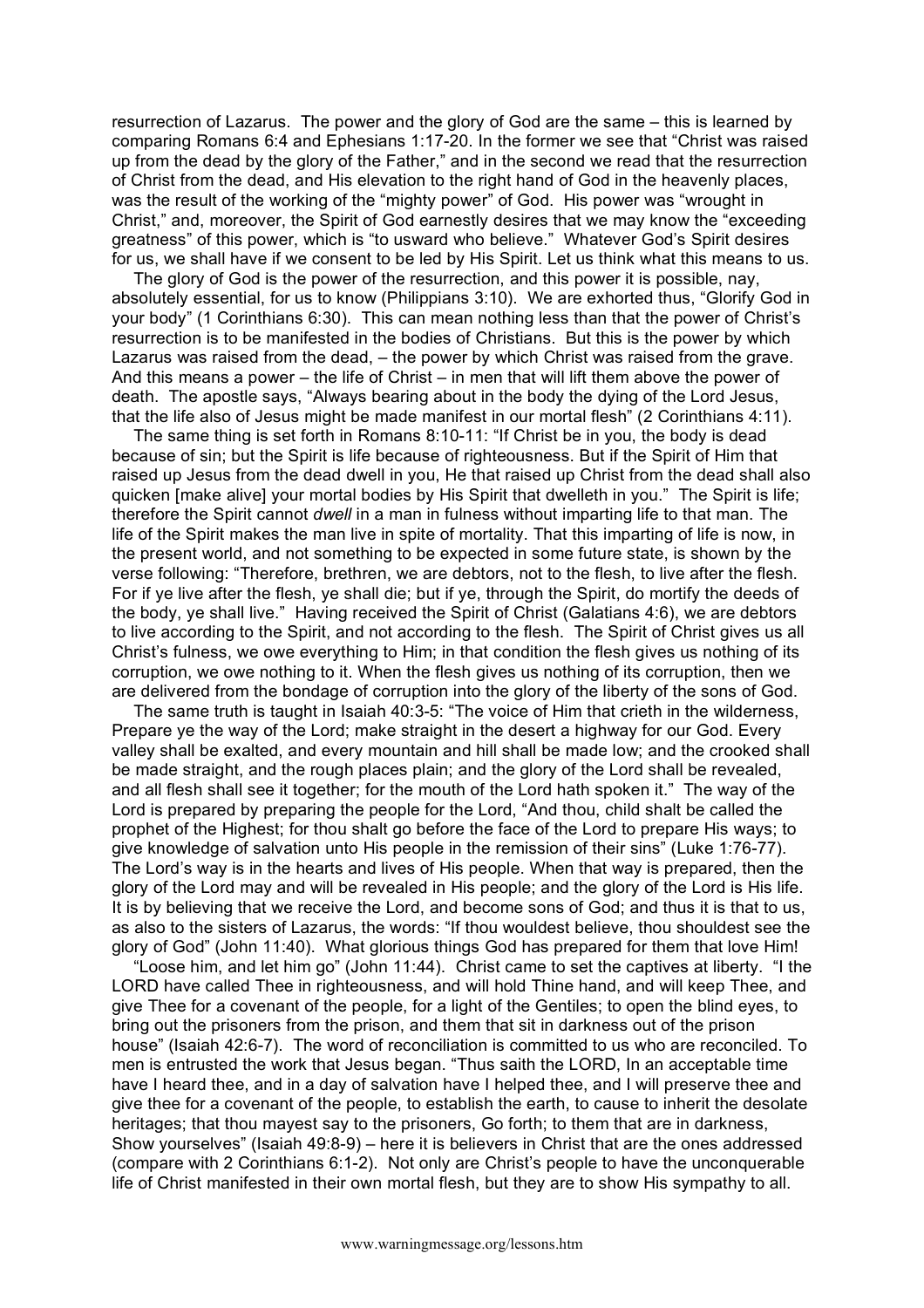resurrection of Lazarus. The power and the glory of God are the same – this is learned by comparing Romans 6:4 and Ephesians 1:17-20. In the former we see that "Christ was raised up from the dead by the glory of the Father," and in the second we read that the resurrection of Christ from the dead, and His elevation to the right hand of God in the heavenly places, was the result of the working of the "mighty power" of God. His power was "wrought in Christ," and, moreover, the Spirit of God earnestly desires that we may know the "exceeding greatness" of this power, which is "to usward who believe." Whatever God's Spirit desires for us, we shall have if we consent to be led by His Spirit. Let us think what this means to us.

The glory of God is the power of the resurrection, and this power it is possible, nay, absolutely essential, for us to know (Philippians 3:10). We are exhorted thus, "Glorify God in your body" (1 Corinthians 6:30). This can mean nothing less than that the power of Christ's resurrection is to be manifested in the bodies of Christians. But this is the power by which Lazarus was raised from the dead, – the power by which Christ was raised from the grave. And this means a power – the life of Christ – in men that will lift them above the power of death. The apostle says, "Always bearing about in the body the dying of the Lord Jesus, that the life also of Jesus might be made manifest in our mortal flesh" (2 Corinthians 4:11).

The same thing is set forth in Romans 8:10-11: "If Christ be in you, the body is dead because of sin; but the Spirit is life because of righteousness. But if the Spirit of Him that raised up Jesus from the dead dwell in you, He that raised up Christ from the dead shall also quicken [make alive] your mortal bodies by His Spirit that dwelleth in you." The Spirit is life; therefore the Spirit cannot *dwell* in a man in fulness without imparting life to that man. The life of the Spirit makes the man live in spite of mortality. That this imparting of life is now, in the present world, and not something to be expected in some future state, is shown by the verse following: "Therefore, brethren, we are debtors, not to the flesh, to live after the flesh. For if ye live after the flesh, ye shall die; but if ye, through the Spirit, do mortify the deeds of the body, ye shall live." Having received the Spirit of Christ (Galatians 4:6), we are debtors to live according to the Spirit, and not according to the flesh. The Spirit of Christ gives us all Christ's fulness, we owe everything to Him; in that condition the flesh gives us nothing of its corruption, we owe nothing to it. When the flesh gives us nothing of its corruption, then we are delivered from the bondage of corruption into the glory of the liberty of the sons of God.

The same truth is taught in Isaiah 40:3-5: "The voice of Him that crieth in the wilderness, Prepare ye the way of the Lord; make straight in the desert a highway for our God. Every valley shall be exalted, and every mountain and hill shall be made low; and the crooked shall be made straight, and the rough places plain; and the glory of the Lord shall be revealed, and all flesh shall see it together; for the mouth of the Lord hath spoken it." The way of the Lord is prepared by preparing the people for the Lord, "And thou, child shalt be called the prophet of the Highest; for thou shalt go before the face of the Lord to prepare His ways; to give knowledge of salvation unto His people in the remission of their sins" (Luke 1:76-77). The Lord's way is in the hearts and lives of His people. When that way is prepared, then the glory of the Lord may and will be revealed in His people; and the glory of the Lord is His life. It is by believing that we receive the Lord, and become sons of God; and thus it is that to us, as also to the sisters of Lazarus, the words: "If thou wouldest believe, thou shouldest see the glory of God" (John 11:40). What glorious things God has prepared for them that love Him!

"Loose him, and let him go" (John 11:44). Christ came to set the captives at liberty. "I the LORD have called Thee in righteousness, and will hold Thine hand, and will keep Thee, and give Thee for a covenant of the people, for a light of the Gentiles; to open the blind eyes, to bring out the prisoners from the prison, and them that sit in darkness out of the prison house" (Isaiah 42:6-7). The word of reconciliation is committed to us who are reconciled. To men is entrusted the work that Jesus began. "Thus saith the LORD, In an acceptable time have I heard thee, and in a day of salvation have I helped thee, and I will preserve thee and give thee for a covenant of the people, to establish the earth, to cause to inherit the desolate heritages; that thou mayest say to the prisoners, Go forth; to them that are in darkness, Show yourselves" (Isaiah 49:8-9) – here it is believers in Christ that are the ones addressed (compare with 2 Corinthians 6:1-2). Not only are Christ's people to have the unconquerable life of Christ manifested in their own mortal flesh, but they are to show His sympathy to all.